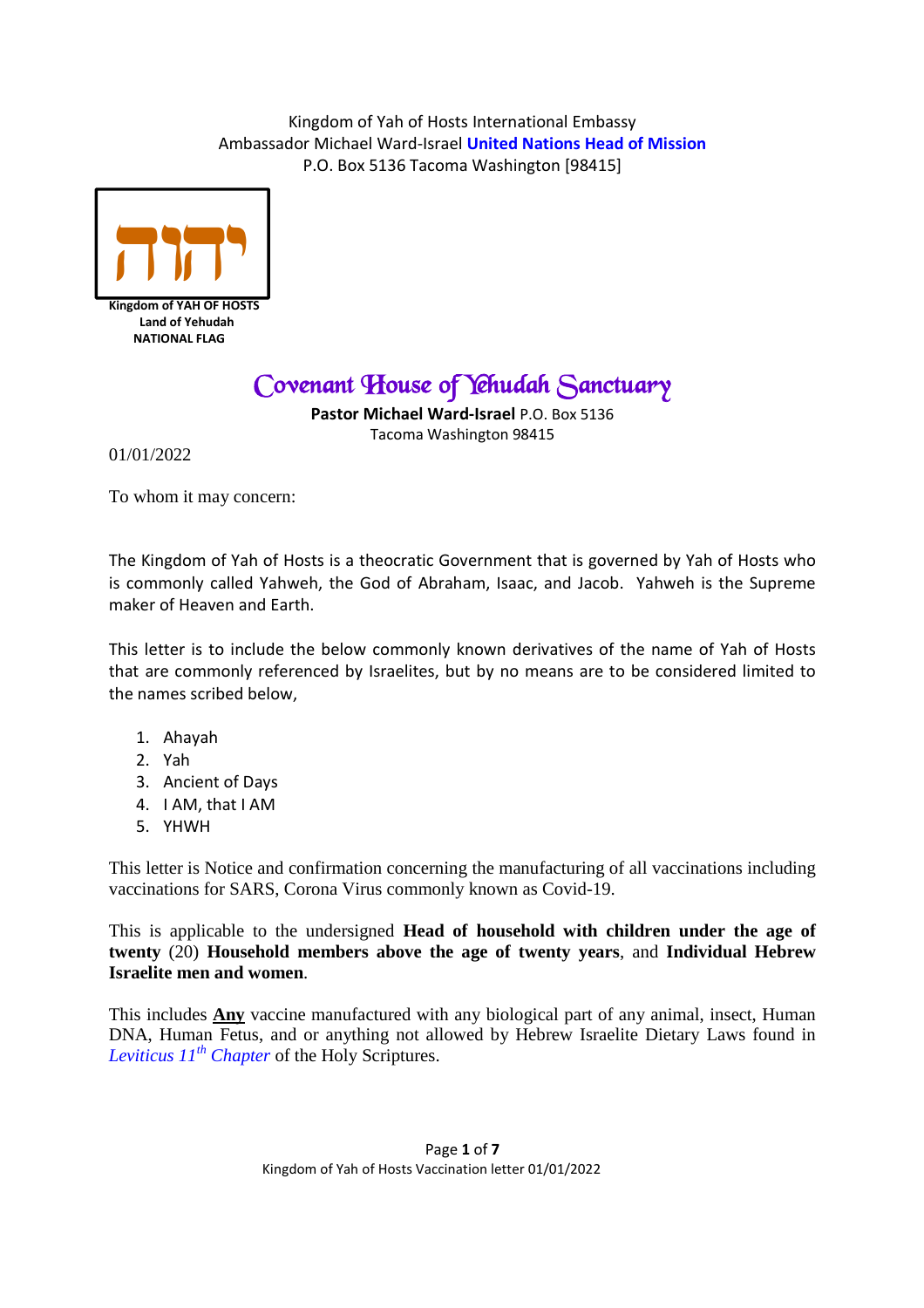Kingdom of Yah of Hosts International Embassy
Ambassador Michael Ward-Israel **United Nations Head of Mission**
P.O. Box 5136 Tacoma Washington [98415]

יהוה

**Kingdom of YAH OF HOSTS**
**Land of Yehudah**
**NATIONAL FLAG**

# Covenant House of Yehudah Sanctuary

**Pastor Michael Ward-Israel** P.O. Box 5136
Tacoma Washington 98415

01/01/2022

To whom it may concern:

The Kingdom of Yah of Hosts is a theocratic Government that is governed by Yah of Hosts who is commonly called Yahweh, the God of Abraham, Isaac, and Jacob. Yahweh is the Supreme maker of Heaven and Earth.

This letter is to include the below commonly known derivatives of the name of Yah of Hosts that are commonly referenced by Israelites, but by no means are to be considered limited to the names scribed below,

1. Ahayah
2. Yah
3. Ancient of Days
4. I AM, that I AM
5. YHWH

This letter is Notice and confirmation concerning the manufacturing of all vaccinations including vaccinations for SARS, Corona Virus commonly known as Covid-19.

This is applicable to the undersigned **Head of household with children under the age of twenty** (20) **Household members above the age of twenty years**, and **Individual Hebrew Israelite men and women**.

This includes **Any** vaccine manufactured with any biological part of any animal, insect, Human DNA, Human Fetus, and or anything not allowed by Hebrew Israelite Dietary Laws found in *Leviticus 11th Chapter* of the Holy Scriptures.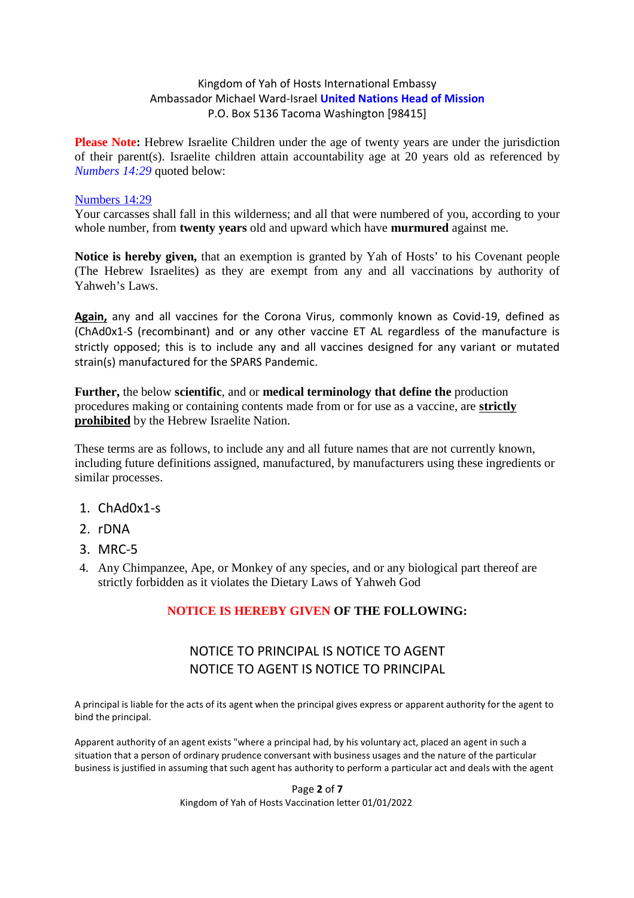Kingdom of Yah of Hosts International Embassy
Ambassador Michael Ward-Israel **United Nations Head of Mission**
P.O. Box 5136 Tacoma Washington [98415]

**Please Note:** Hebrew Israelite Children under the age of twenty years are under the jurisdiction of their parent(s). Israelite children attain accountability age at 20 years old as referenced by *Numbers 14:29* quoted below:

Numbers 14:29
Your carcasses shall fall in this wilderness; and all that were numbered of you, according to your whole number, from **twenty years** old and upward which have **murmured** against me.

**Notice is hereby given,** that an exemption is granted by Yah of Hosts' to his Covenant people (The Hebrew Israelites) as they are exempt from any and all vaccinations by authority of Yahweh's Laws.

**Again,** any and all vaccines for the Corona Virus, commonly known as Covid-19, defined as (ChAd0x1-S (recombinant) and or any other vaccine ET AL regardless of the manufacture is strictly opposed; this is to include any and all vaccines designed for any variant or mutated strain(s) manufactured for the SPARS Pandemic.

**Further,** the below **scientific**, and or **medical terminology that define the** production procedures making or containing contents made from or for use as a vaccine, are **strictly prohibited** by the Hebrew Israelite Nation.

These terms are as follows, to include any and all future names that are not currently known, including future definitions assigned, manufactured, by manufacturers using these ingredients or similar processes.

1. ChAd0x1-s
2. rDNA
3. MRC-5
4. Any Chimpanzee, Ape, or Monkey of any species, and or any biological part thereof are strictly forbidden as it violates the Dietary Laws of Yahweh God

**NOTICE IS HEREBY GIVEN OF THE FOLLOWING:**

NOTICE TO PRINCIPAL IS NOTICE TO AGENT
NOTICE TO AGENT IS NOTICE TO PRINCIPAL

A principal is liable for the acts of its agent when the principal gives express or apparent authority for the agent to bind the principal.

Apparent authority of an agent exists "where a principal had, by his voluntary act, placed an agent in such a situation that a person of ordinary prudence conversant with business usages and the nature of the particular business is justified in assuming that such agent has authority to perform a particular act and deals with the agent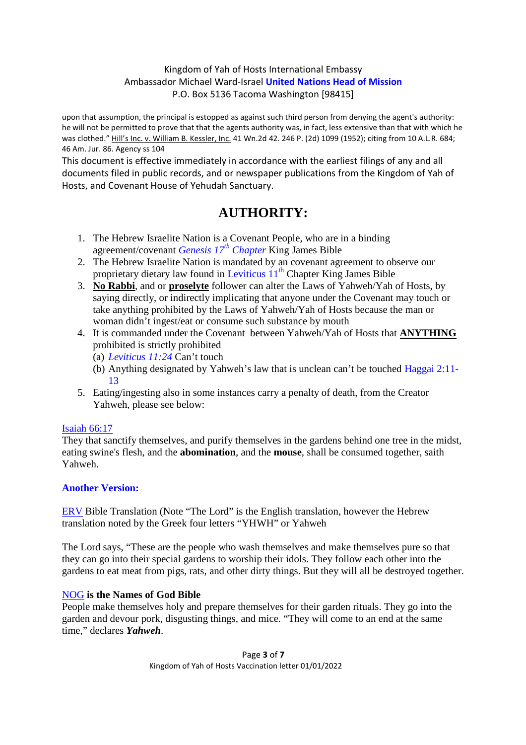upon that assumption, the principal is estopped as against such third person from denying the agent's authority: he will not be permitted to prove that that the agents authority was, in fact, less extensive than that with which he was clothed." Hill's Inc. v. William B. Kessler, Inc. 41 Wn.2d 42. 246 P. (2d) 1099 (1952); citing from 10 A.L.R. 684; 46 Am. Jur. 86. Agency ss 104

This document is effective immediately in accordance with the earliest filings of any and all documents filed in public records, and or newspaper publications from the Kingdom of Yah of Hosts, and Covenant House of Yehudah Sanctuary.

# AUTHORITY:

1. The Hebrew Israelite Nation is a Covenant People, who are in a binding agreement/covenant *Genesis 17th Chapter* King James Bible
2. The Hebrew Israelite Nation is mandated by an covenant agreement to observe our proprietary dietary law found in Leviticus 11th Chapter King James Bible
3. **No Rabbi**, and or **proselyte** follower can alter the Laws of Yahweh/Yah of Hosts, by saying directly, or indirectly implicating that anyone under the Covenant may touch or take anything prohibited by the Laws of Yahweh/Yah of Hosts because the man or woman didn't ingest/eat or consume such substance by mouth
4. It is commanded under the Covenant between Yahweh/Yah of Hosts that **ANYTHING** prohibited is strictly prohibited
   (a) *Leviticus 11:24* Can't touch
   (b) Anything designated by Yahweh's law that is unclean can't be touched Haggai 2:11-13
5. Eating/ingesting also in some instances carry a penalty of death, from the Creator Yahweh, please see below:

Isaiah 66:17

They that sanctify themselves, and purify themselves in the gardens behind one tree in the midst, eating swine's flesh, and the **abomination**, and the **mouse**, shall be consumed together, saith Yahweh.

**Another Version:**

ERV Bible Translation (Note "The Lord" is the English translation, however the Hebrew translation noted by the Greek four letters "YHWH" or Yahweh

The Lord says, "These are the people who wash themselves and make themselves pure so that they can go into their special gardens to worship their idols. They follow each other into the gardens to eat meat from pigs, rats, and other dirty things. But they will all be destroyed together.

NOG **is the Names of God Bible**

People make themselves holy and prepare themselves for their garden rituals. They go into the garden and devour pork, disgusting things, and mice. "They will come to an end at the same time," declares ***Yahweh***.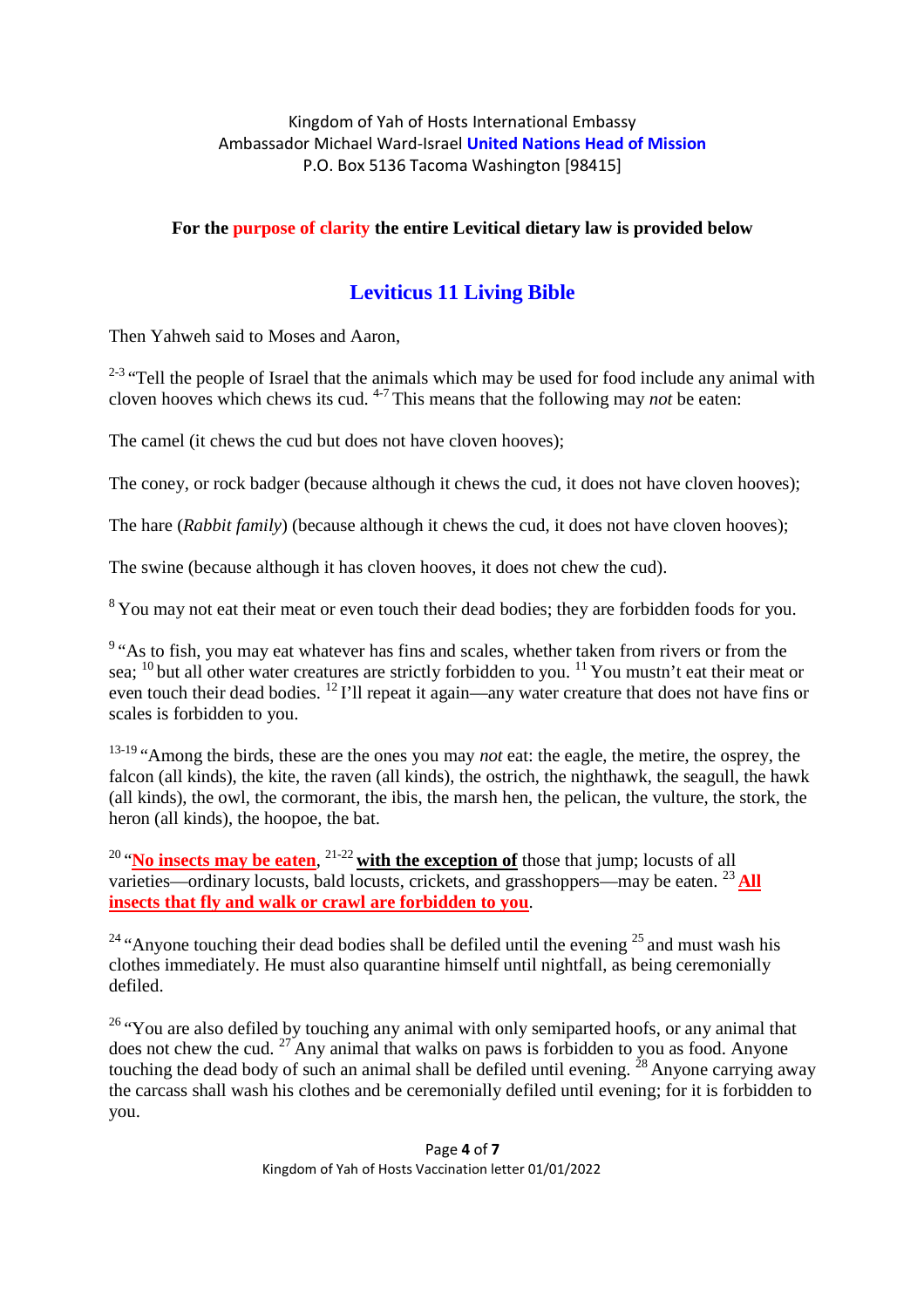Kingdom of Yah of Hosts International Embassy
Ambassador Michael Ward-Israel **United Nations Head of Mission**
P.O. Box 5136 Tacoma Washington [98415]

**For the purpose of clarity the entire Levitical dietary law is provided below**

## Leviticus 11 Living Bible

Then Yahweh said to Moses and Aaron,

[2-3] "Tell the people of Israel that the animals which may be used for food include any animal with cloven hooves which chews its cud. [4-7] This means that the following may *not* be eaten:

The camel (it chews the cud but does not have cloven hooves);

The coney, or rock badger (because although it chews the cud, it does not have cloven hooves);

The hare (*Rabbit family*) (because although it chews the cud, it does not have cloven hooves);

The swine (because although it has cloven hooves, it does not chew the cud).

[8] You may not eat their meat or even touch their dead bodies; they are forbidden foods for you.

[9] "As to fish, you may eat whatever has fins and scales, whether taken from rivers or from the sea; [10] but all other water creatures are strictly forbidden to you. [11] You mustn't eat their meat or even touch their dead bodies. [12] I'll repeat it again—any water creature that does not have fins or scales is forbidden to you.

[13-19] "Among the birds, these are the ones you may *not* eat: the eagle, the metire, the osprey, the falcon (all kinds), the kite, the raven (all kinds), the ostrich, the nighthawk, the seagull, the hawk (all kinds), the owl, the cormorant, the ibis, the marsh hen, the pelican, the vulture, the stork, the heron (all kinds), the hoopoe, the bat.

[20] "**No insects may be eaten**, [21-22] **with the exception of** those that jump; locusts of all varieties—ordinary locusts, bald locusts, crickets, and grasshoppers—may be eaten. [23] **All insects that fly and walk or crawl are forbidden to you**.

[24] "Anyone touching their dead bodies shall be defiled until the evening [25] and must wash his clothes immediately. He must also quarantine himself until nightfall, as being ceremonially defiled.

[26] "You are also defiled by touching any animal with only semiparted hoofs, or any animal that does not chew the cud. [27] Any animal that walks on paws is forbidden to you as food. Anyone touching the dead body of such an animal shall be defiled until evening. [28] Anyone carrying away the carcass shall wash his clothes and be ceremonially defiled until evening; for it is forbidden to you.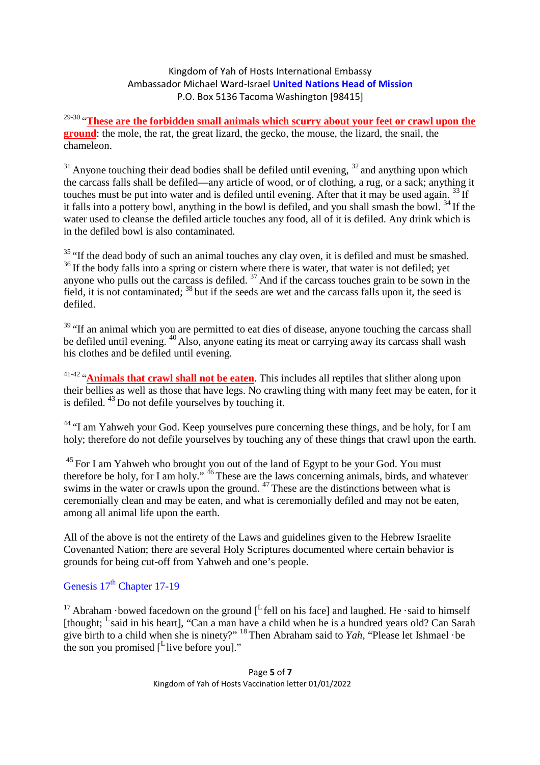[29-30] "**These are the forbidden small animals which scurry about your feet or crawl upon the ground**: the mole, the rat, the great lizard, the gecko, the mouse, the lizard, the snail, the chameleon.

[31] Anyone touching their dead bodies shall be defiled until evening, [32] and anything upon which the carcass falls shall be defiled—any article of wood, or of clothing, a rug, or a sack; anything it touches must be put into water and is defiled until evening. After that it may be used again. [33] If it falls into a pottery bowl, anything in the bowl is defiled, and you shall smash the bowl. [34] If the water used to cleanse the defiled article touches any food, all of it is defiled. Any drink which is in the defiled bowl is also contaminated.

[35] "If the dead body of such an animal touches any clay oven, it is defiled and must be smashed. [36] If the body falls into a spring or cistern where there is water, that water is not defiled; yet anyone who pulls out the carcass is defiled. [37] And if the carcass touches grain to be sown in the field, it is not contaminated; [38] but if the seeds are wet and the carcass falls upon it, the seed is defiled.

[39] "If an animal which you are permitted to eat dies of disease, anyone touching the carcass shall be defiled until evening. [40] Also, anyone eating its meat or carrying away its carcass shall wash his clothes and be defiled until evening.

[41-42] "**Animals that crawl shall not be eaten**. This includes all reptiles that slither along upon their bellies as well as those that have legs. No crawling thing with many feet may be eaten, for it is defiled. [43] Do not defile yourselves by touching it.

[44] "I am Yahweh your God. Keep yourselves pure concerning these things, and be holy, for I am holy; therefore do not defile yourselves by touching any of these things that crawl upon the earth.

[45] For I am Yahweh who brought you out of the land of Egypt to be your God. You must therefore be holy, for I am holy." [46] These are the laws concerning animals, birds, and whatever swims in the water or crawls upon the ground. [47] These are the distinctions between what is ceremonially clean and may be eaten, and what is ceremonially defiled and may not be eaten, among all animal life upon the earth.

All of the above is not the entirety of the Laws and guidelines given to the Hebrew Israelite Covenanted Nation; there are several Holy Scriptures documented where certain behavior is grounds for being cut-off from Yahweh and one's people.

Genesis 17th Chapter 17-19

[17] Abraham ·bowed facedown on the ground [L fell on his face] and laughed. He ·said to himself [thought; L said in his heart], "Can a man have a child when he is a hundred years old? Can Sarah give birth to a child when she is ninety?" [18] Then Abraham said to *Yah*, "Please let Ishmael ·be the son you promised [L live before you]."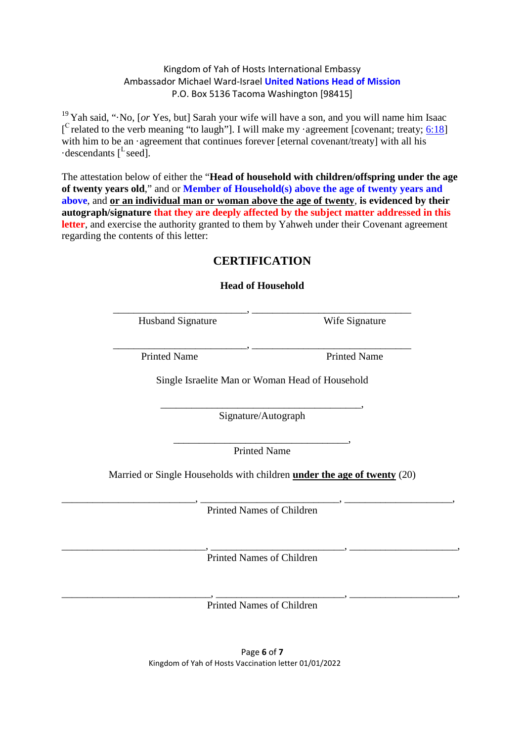Kingdom of Yah of Hosts International Embassy
Ambassador Michael Ward-Israel **United Nations Head of Mission**
P.O. Box 5136 Tacoma Washington [98415]

[19] Yah said, "·No, [*or* Yes, but] Sarah your wife will have a son, and you will name him Isaac [[C] related to the verb meaning "to laugh"]. I will make my ·agreement [covenant; treaty; 6:18] with him to be an ·agreement that continues forever [eternal covenant/treaty] with all his ·descendants [[L] seed].

The attestation below of either the "**Head of household with children/offspring under the age of twenty years old**," and or **Member of Household(s) above the age of twenty years and above**, and **or an individual man or woman above the age of twenty**, **is evidenced by their autograph/signature** that they are deeply affected by the subject matter addressed in this letter, and exercise the authority granted to them by Yahweh under their Covenant agreement regarding the contents of this letter:

## CERTIFICATION

### Head of Household

__________________________, ______________________________
Husband Signature                                        Wife Signature

__________________________, ______________________________
Printed Name                                                Printed Name

Single Israelite Man or Woman Head of Household

______________________________________,
Signature/Autograph

__________________________________,
Printed Name

Married or Single Households with children **under the age of twenty** (20)

_________________________, _________________________, ____________________,
Printed Names of Children

___________________________, _________________________, ____________________,
Printed Names of Children

____________________________, _________________________, ____________________,
Printed Names of Children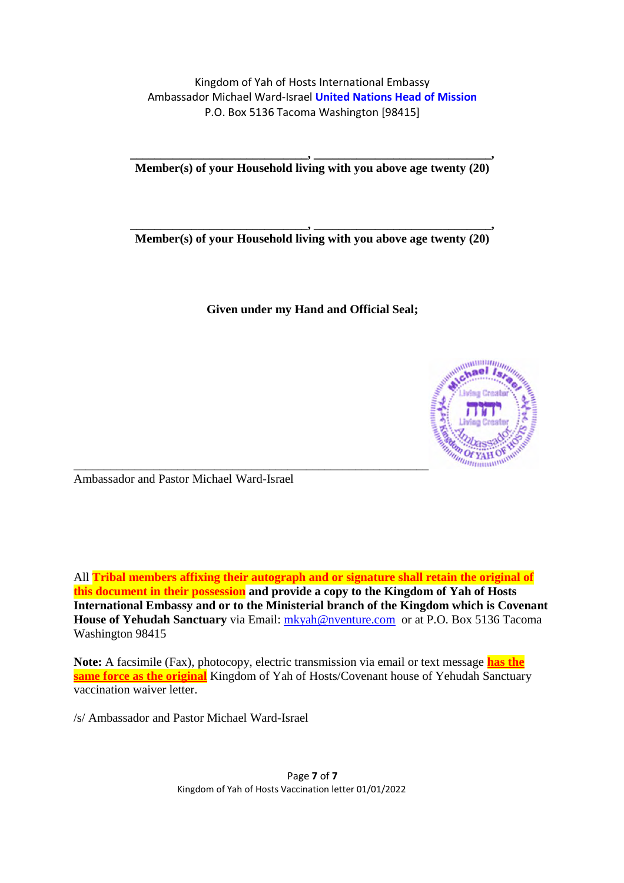Kingdom of Yah of Hosts International Embassy
Ambassador Michael Ward-Israel **United Nations Head of Mission**
P.O. Box 5136 Tacoma Washington [98415]

____________________________, ____________________________,
**Member(s) of your Household living with you above age twenty (20)**

____________________________, ____________________________,
**Member(s) of your Household living with you above age twenty (20)**

**Given under my Hand and Official Seal;**

____________________________________________________________
Ambassador and Pastor Michael Ward-Israel

All **Tribal members affixing their autograph and or signature shall retain the original of this document in their possession and provide a copy to the Kingdom of Yah of Hosts International Embassy and or to the Ministerial branch of the Kingdom which is Covenant House of Yehudah Sanctuary** via Email: mkyah@nventure.com or at P.O. Box 5136 Tacoma Washington 98415

**Note:** A facsimile (Fax), photocopy, electric transmission via email or text message **has the same force as the original** Kingdom of Yah of Hosts/Covenant house of Yehudah Sanctuary vaccination waiver letter.

/s/ Ambassador and Pastor Michael Ward-Israel